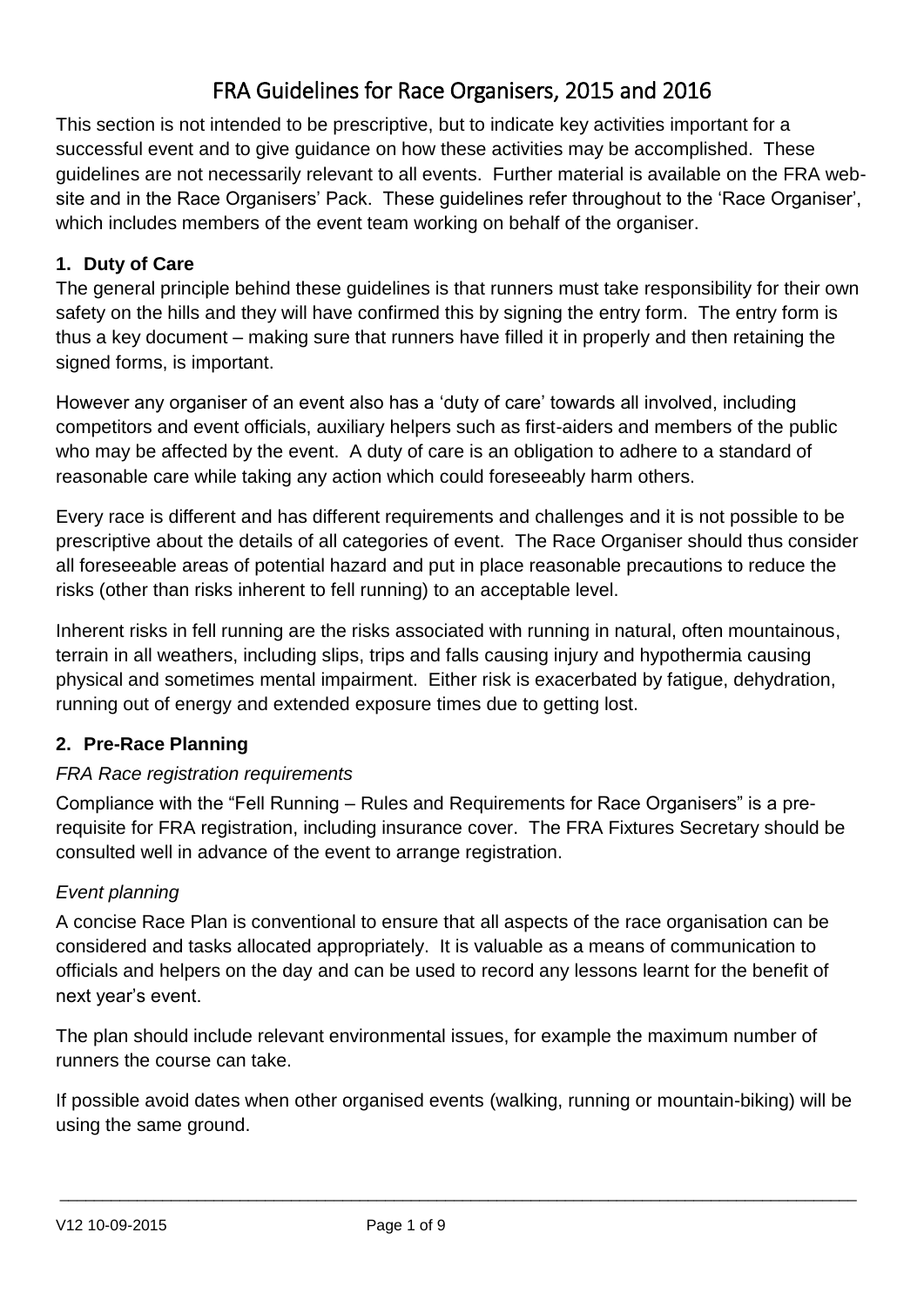# FRA Guidelines for Race Organisers, 2015 and 2016

This section is not intended to be prescriptive, but to indicate key activities important for a successful event and to give guidance on how these activities may be accomplished. These guidelines are not necessarily relevant to all events. Further material is available on the FRA web-site and in the Race Organisers' Pack. These guidelines refer throughout to the 'Race Organiser', which includes members of the event team working on behalf of the organiser.

## 1. Duty of Care

The general principle behind these guidelines is that runners must take responsibility for their own safety on the hills and they will have confirmed this by signing the entry form. The entry form is thus a key document – making sure that runners have filled it in properly and then retaining the signed forms, is important.

However any organiser of an event also has a 'duty of care' towards all involved, including competitors and event officials, auxiliary helpers such as first-aiders and members of the public who may be affected by the event. A duty of care is an obligation to adhere to a standard of reasonable care while taking any action which could foreseeably harm others.

Every race is different and has different requirements and challenges and it is not possible to be prescriptive about the details of all categories of event. The Race Organiser should thus consider all foreseeable areas of potential hazard and put in place reasonable precautions to reduce the risks (other than risks inherent to fell running) to an acceptable level.

Inherent risks in fell running are the risks associated with running in natural, often mountainous, terrain in all weathers, including slips, trips and falls causing injury and hypothermia causing physical and sometimes mental impairment. Either risk is exacerbated by fatigue, dehydration, running out of energy and extended exposure times due to getting lost.

## 2. Pre-Race Planning

### *FRA Race registration requirements*

Compliance with the "Fell Running – Rules and Requirements for Race Organisers" is a pre-requisite for FRA registration, including insurance cover. The FRA Fixtures Secretary should be consulted well in advance of the event to arrange registration.

### *Event planning*

A concise Race Plan is conventional to ensure that all aspects of the race organisation can be considered and tasks allocated appropriately. It is valuable as a means of communication to officials and helpers on the day and can be used to record any lessons learnt for the benefit of next year's event.

The plan should include relevant environmental issues, for example the maximum number of runners the course can take.

If possible avoid dates when other organised events (walking, running or mountain-biking) will be using the same ground.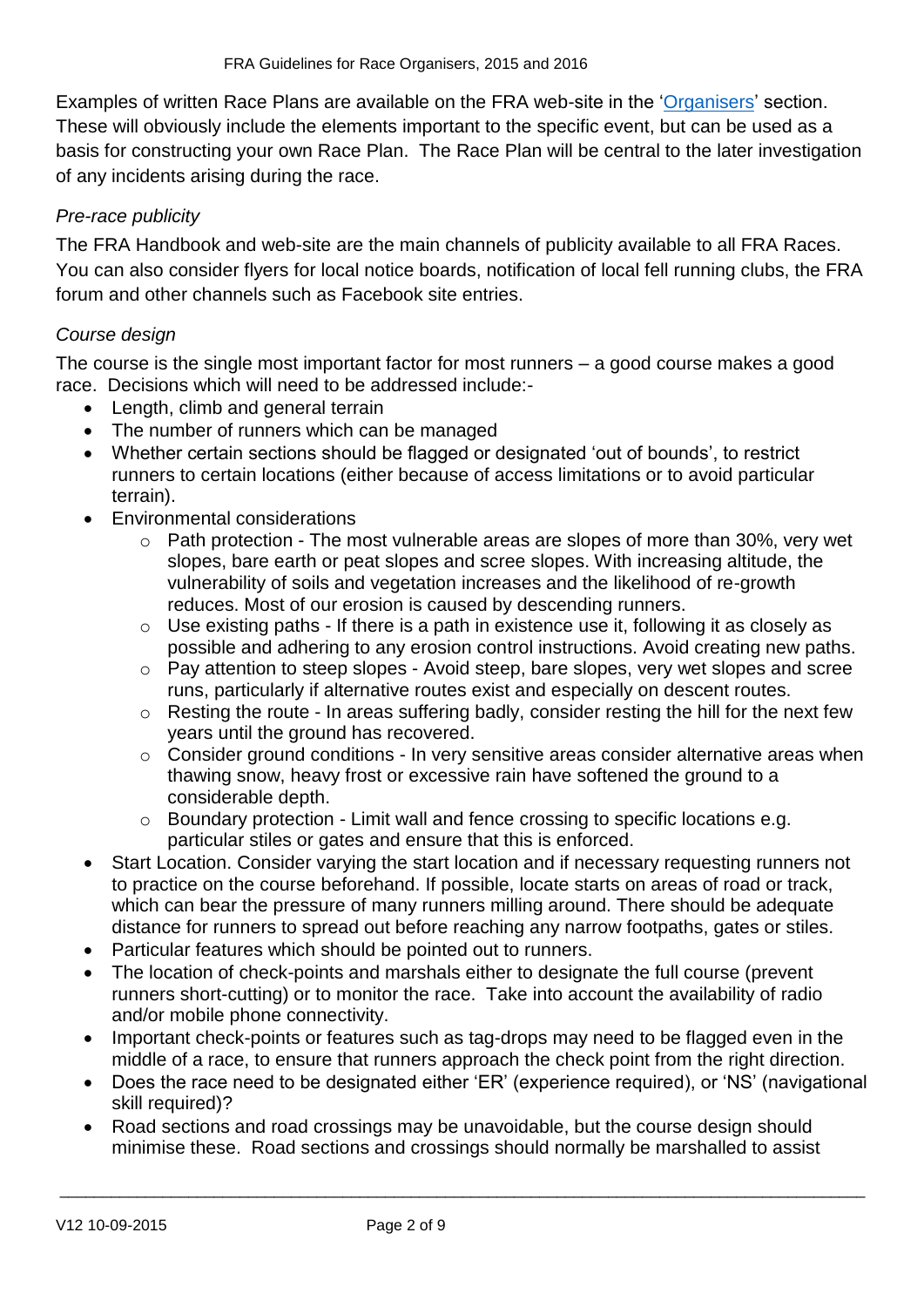Examples of written Race Plans are available on the FRA web-site in the '[Organisers](#)' section. These will obviously include the elements important to the specific event, but can be used as a basis for constructing your own Race Plan. The Race Plan will be central to the later investigation of any incidents arising during the race.

*Pre-race publicity*

The FRA Handbook and web-site are the main channels of publicity available to all FRA Races. You can also consider flyers for local notice boards, notification of local fell running clubs, the FRA forum and other channels such as Facebook site entries.

*Course design*

The course is the single most important factor for most runners – a good course makes a good race. Decisions which will need to be addressed include:-

- Length, climb and general terrain
- The number of runners which can be managed
- Whether certain sections should be flagged or designated 'out of bounds', to restrict runners to certain locations (either because of access limitations or to avoid particular terrain).
- Environmental considerations
    - Path protection - The most vulnerable areas are slopes of more than 30%, very wet slopes, bare earth or peat slopes and scree slopes. With increasing altitude, the vulnerability of soils and vegetation increases and the likelihood of re-growth reduces. Most of our erosion is caused by descending runners.
    - Use existing paths - If there is a path in existence use it, following it as closely as possible and adhering to any erosion control instructions. Avoid creating new paths.
    - Pay attention to steep slopes - Avoid steep, bare slopes, very wet slopes and scree runs, particularly if alternative routes exist and especially on descent routes.
    - Resting the route - In areas suffering badly, consider resting the hill for the next few years until the ground has recovered.
    - Consider ground conditions - In very sensitive areas consider alternative areas when thawing snow, heavy frost or excessive rain have softened the ground to a considerable depth.
    - Boundary protection - Limit wall and fence crossing to specific locations e.g. particular stiles or gates and ensure that this is enforced.
- Start Location. Consider varying the start location and if necessary requesting runners not to practice on the course beforehand. If possible, locate starts on areas of road or track, which can bear the pressure of many runners milling around. There should be adequate distance for runners to spread out before reaching any narrow footpaths, gates or stiles.
- Particular features which should be pointed out to runners.
- The location of check-points and marshals either to designate the full course (prevent runners short-cutting) or to monitor the race. Take into account the availability of radio and/or mobile phone connectivity.
- Important check-points or features such as tag-drops may need to be flagged even in the middle of a race, to ensure that runners approach the check point from the right direction.
- Does the race need to be designated either 'ER' (experience required), or 'NS' (navigational skill required)?
- Road sections and road crossings may be unavoidable, but the course design should minimise these. Road sections and crossings should normally be marshalled to assist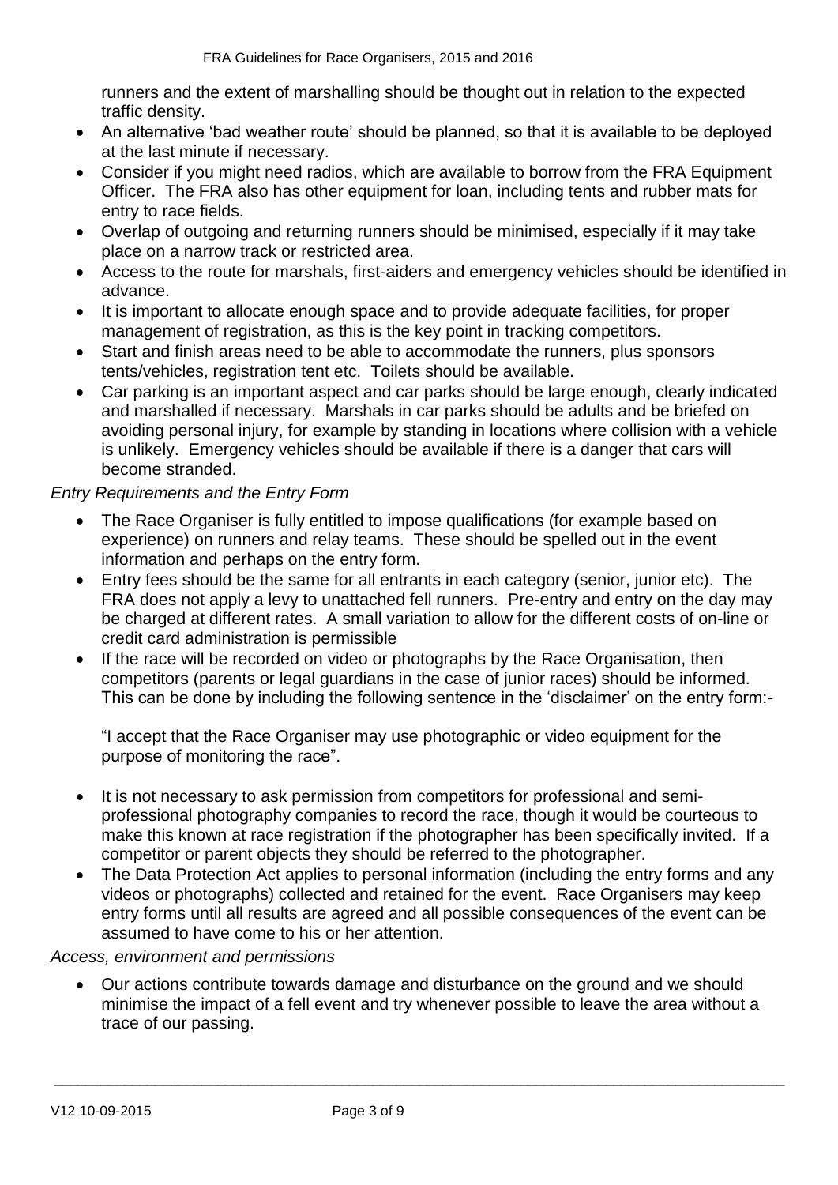runners and the extent of marshalling should be thought out in relation to the expected traffic density.

- An alternative 'bad weather route' should be planned, so that it is available to be deployed at the last minute if necessary.
- Consider if you might need radios, which are available to borrow from the FRA Equipment Officer. The FRA also has other equipment for loan, including tents and rubber mats for entry to race fields.
- Overlap of outgoing and returning runners should be minimised, especially if it may take place on a narrow track or restricted area.
- Access to the route for marshals, first-aiders and emergency vehicles should be identified in advance.
- It is important to allocate enough space and to provide adequate facilities, for proper management of registration, as this is the key point in tracking competitors.
- Start and finish areas need to be able to accommodate the runners, plus sponsors tents/vehicles, registration tent etc. Toilets should be available.
- Car parking is an important aspect and car parks should be large enough, clearly indicated and marshalled if necessary. Marshals in car parks should be adults and be briefed on avoiding personal injury, for example by standing in locations where collision with a vehicle is unlikely. Emergency vehicles should be available if there is a danger that cars will become stranded.

*Entry Requirements and the Entry Form*

- The Race Organiser is fully entitled to impose qualifications (for example based on experience) on runners and relay teams. These should be spelled out in the event information and perhaps on the entry form.
- Entry fees should be the same for all entrants in each category (senior, junior etc). The FRA does not apply a levy to unattached fell runners. Pre-entry and entry on the day may be charged at different rates. A small variation to allow for the different costs of on-line or credit card administration is permissible
- If the race will be recorded on video or photographs by the Race Organisation, then competitors (parents or legal guardians in the case of junior races) should be informed. This can be done by including the following sentence in the 'disclaimer' on the entry form:-

  "I accept that the Race Organiser may use photographic or video equipment for the purpose of monitoring the race".

- It is not necessary to ask permission from competitors for professional and semi-professional photography companies to record the race, though it would be courteous to make this known at race registration if the photographer has been specifically invited. If a competitor or parent objects they should be referred to the photographer.
- The Data Protection Act applies to personal information (including the entry forms and any videos or photographs) collected and retained for the event. Race Organisers may keep entry forms until all results are agreed and all possible consequences of the event can be assumed to have come to his or her attention.

*Access, environment and permissions*

- Our actions contribute towards damage and disturbance on the ground and we should minimise the impact of a fell event and try whenever possible to leave the area without a trace of our passing.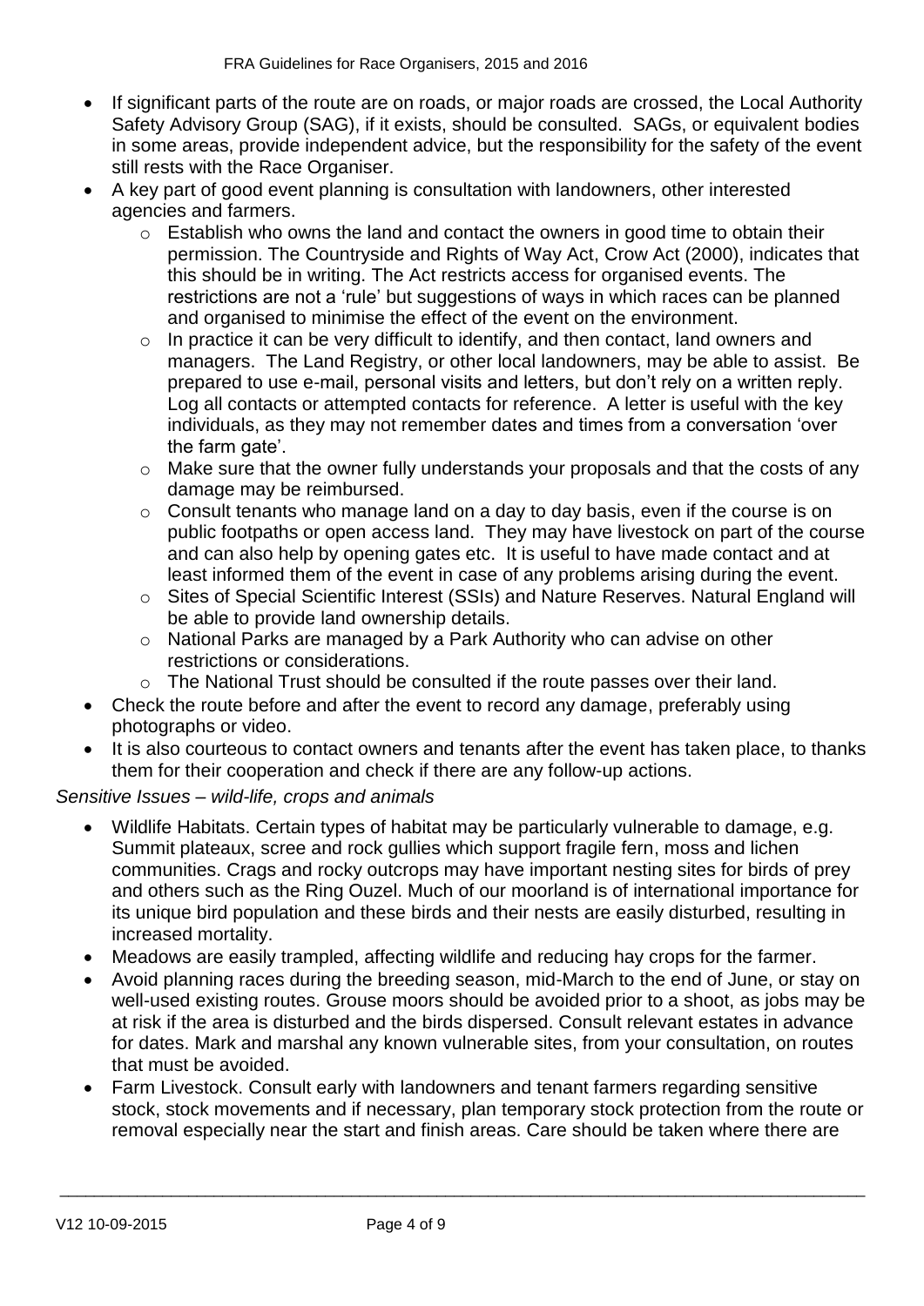- If significant parts of the route are on roads, or major roads are crossed, the Local Authority Safety Advisory Group (SAG), if it exists, should be consulted. SAGs, or equivalent bodies in some areas, provide independent advice, but the responsibility for the safety of the event still rests with the Race Organiser.
- A key part of good event planning is consultation with landowners, other interested agencies and farmers.
  - Establish who owns the land and contact the owners in good time to obtain their permission. The Countryside and Rights of Way Act, Crow Act (2000), indicates that this should be in writing. The Act restricts access for organised events. The restrictions are not a 'rule' but suggestions of ways in which races can be planned and organised to minimise the effect of the event on the environment.
  - In practice it can be very difficult to identify, and then contact, land owners and managers. The Land Registry, or other local landowners, may be able to assist. Be prepared to use e-mail, personal visits and letters, but don't rely on a written reply. Log all contacts or attempted contacts for reference. A letter is useful with the key individuals, as they may not remember dates and times from a conversation 'over the farm gate'.
  - Make sure that the owner fully understands your proposals and that the costs of any damage may be reimbursed.
  - Consult tenants who manage land on a day to day basis, even if the course is on public footpaths or open access land. They may have livestock on part of the course and can also help by opening gates etc. It is useful to have made contact and at least informed them of the event in case of any problems arising during the event.
  - Sites of Special Scientific Interest (SSIs) and Nature Reserves. Natural England will be able to provide land ownership details.
  - National Parks are managed by a Park Authority who can advise on other restrictions or considerations.
  - The National Trust should be consulted if the route passes over their land.
- Check the route before and after the event to record any damage, preferably using photographs or video.
- It is also courteous to contact owners and tenants after the event has taken place, to thanks them for their cooperation and check if there are any follow-up actions.

*Sensitive Issues – wild-life, crops and animals*

- Wildlife Habitats. Certain types of habitat may be particularly vulnerable to damage, e.g. Summit plateaux, scree and rock gullies which support fragile fern, moss and lichen communities. Crags and rocky outcrops may have important nesting sites for birds of prey and others such as the Ring Ouzel. Much of our moorland is of international importance for its unique bird population and these birds and their nests are easily disturbed, resulting in increased mortality.
- Meadows are easily trampled, affecting wildlife and reducing hay crops for the farmer.
- Avoid planning races during the breeding season, mid-March to the end of June, or stay on well-used existing routes. Grouse moors should be avoided prior to a shoot, as jobs may be at risk if the area is disturbed and the birds dispersed. Consult relevant estates in advance for dates. Mark and marshal any known vulnerable sites, from your consultation, on routes that must be avoided.
- Farm Livestock. Consult early with landowners and tenant farmers regarding sensitive stock, stock movements and if necessary, plan temporary stock protection from the route or removal especially near the start and finish areas. Care should be taken where there are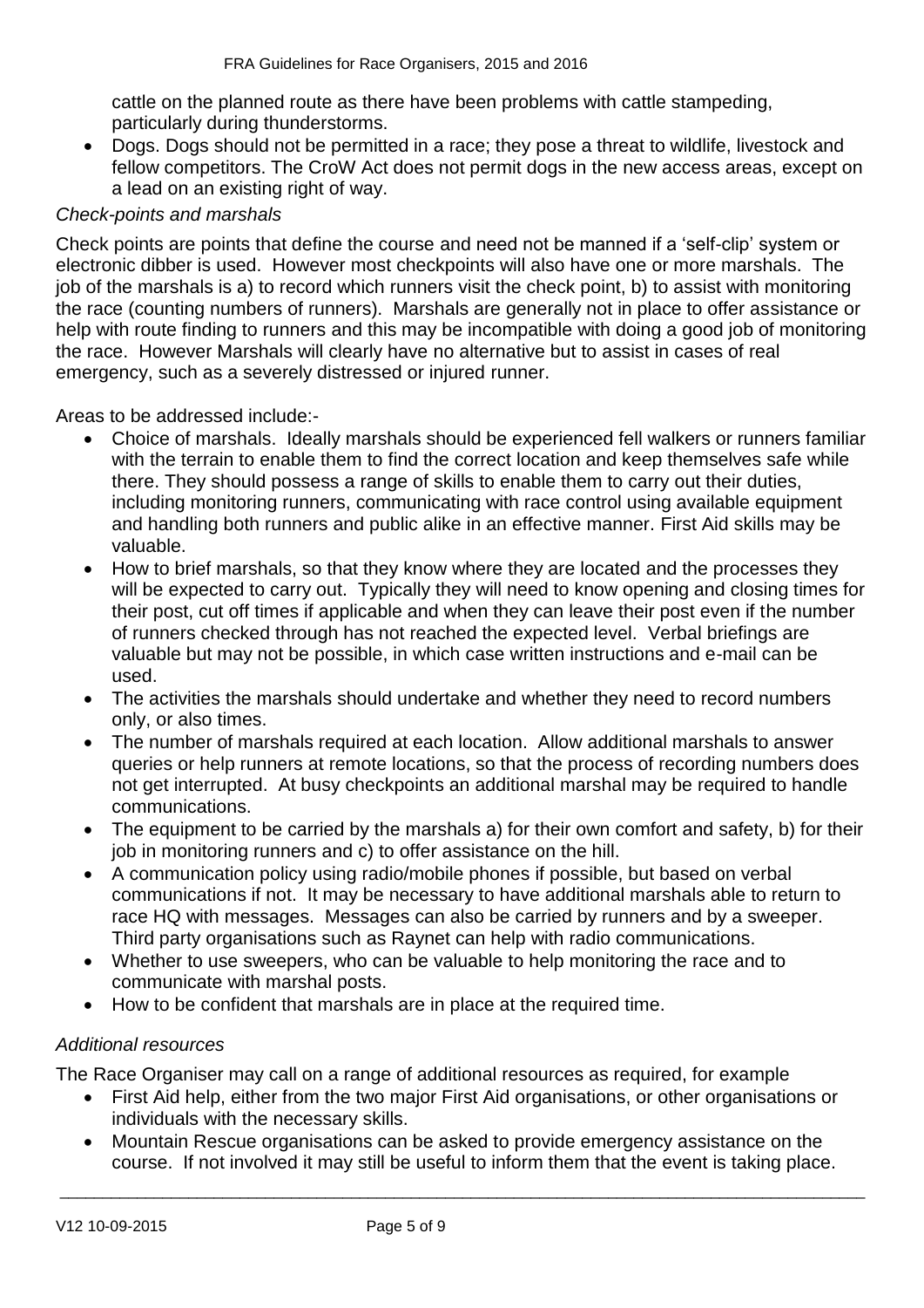cattle on the planned route as there have been problems with cattle stampeding, particularly during thunderstorms.

- Dogs. Dogs should not be permitted in a race; they pose a threat to wildlife, livestock and fellow competitors. The CroW Act does not permit dogs in the new access areas, except on a lead on an existing right of way.

*Check-points and marshals*

Check points are points that define the course and need not be manned if a 'self-clip' system or electronic dibber is used. However most checkpoints will also have one or more marshals. The job of the marshals is a) to record which runners visit the check point, b) to assist with monitoring the race (counting numbers of runners). Marshals are generally not in place to offer assistance or help with route finding to runners and this may be incompatible with doing a good job of monitoring the race. However Marshals will clearly have no alternative but to assist in cases of real emergency, such as a severely distressed or injured runner.

Areas to be addressed include:-

- Choice of marshals. Ideally marshals should be experienced fell walkers or runners familiar with the terrain to enable them to find the correct location and keep themselves safe while there. They should possess a range of skills to enable them to carry out their duties, including monitoring runners, communicating with race control using available equipment and handling both runners and public alike in an effective manner. First Aid skills may be valuable.
- How to brief marshals, so that they know where they are located and the processes they will be expected to carry out. Typically they will need to know opening and closing times for their post, cut off times if applicable and when they can leave their post even if the number of runners checked through has not reached the expected level. Verbal briefings are valuable but may not be possible, in which case written instructions and e-mail can be used.
- The activities the marshals should undertake and whether they need to record numbers only, or also times.
- The number of marshals required at each location. Allow additional marshals to answer queries or help runners at remote locations, so that the process of recording numbers does not get interrupted. At busy checkpoints an additional marshal may be required to handle communications.
- The equipment to be carried by the marshals a) for their own comfort and safety, b) for their job in monitoring runners and c) to offer assistance on the hill.
- A communication policy using radio/mobile phones if possible, but based on verbal communications if not. It may be necessary to have additional marshals able to return to race HQ with messages. Messages can also be carried by runners and by a sweeper. Third party organisations such as Raynet can help with radio communications.
- Whether to use sweepers, who can be valuable to help monitoring the race and to communicate with marshal posts.
- How to be confident that marshals are in place at the required time.

*Additional resources*

The Race Organiser may call on a range of additional resources as required, for example

- First Aid help, either from the two major First Aid organisations, or other organisations or individuals with the necessary skills.
- Mountain Rescue organisations can be asked to provide emergency assistance on the course. If not involved it may still be useful to inform them that the event is taking place.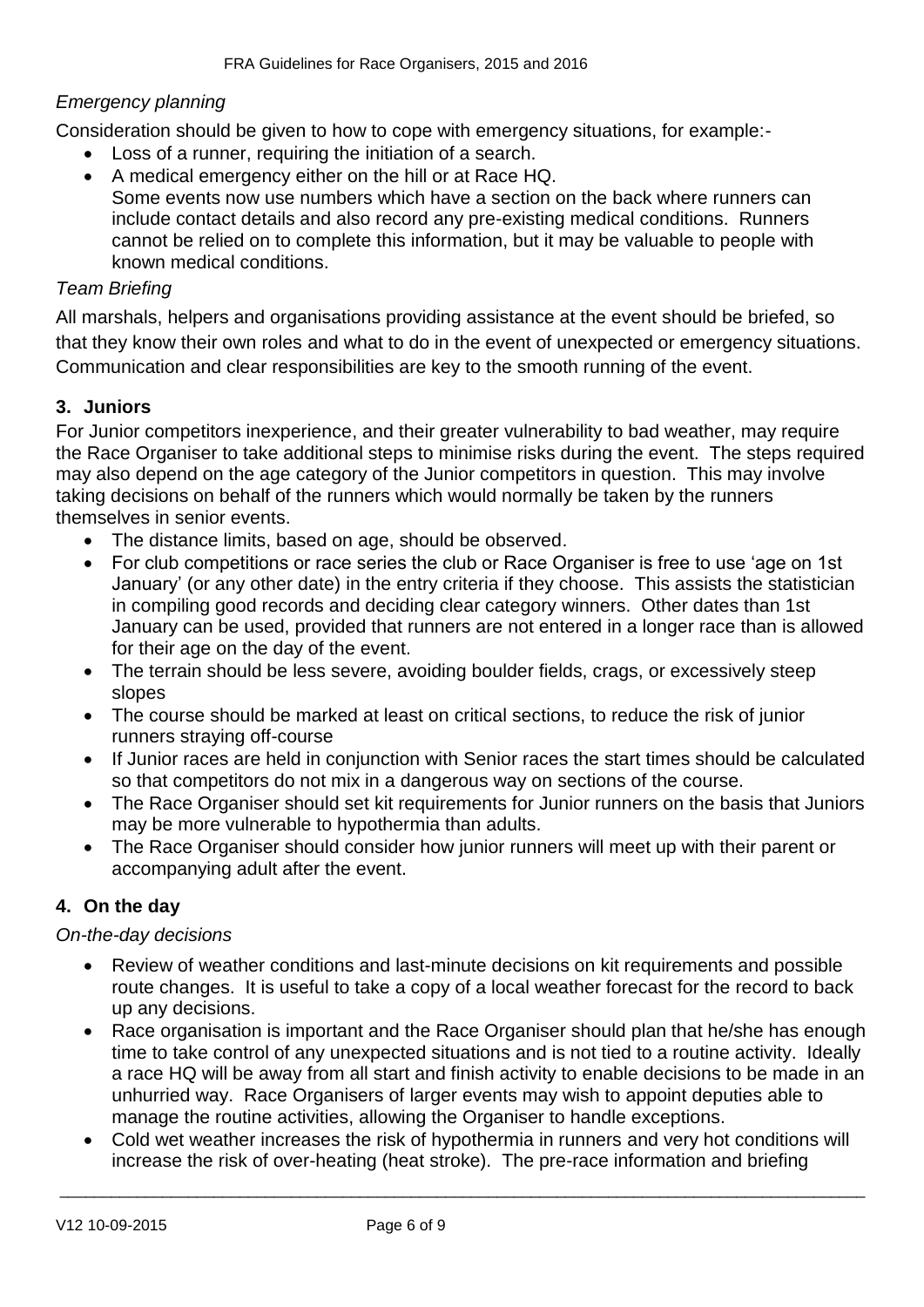*Emergency planning*

Consideration should be given to how to cope with emergency situations, for example:-

- Loss of a runner, requiring the initiation of a search.
- A medical emergency either on the hill or at Race HQ.
  Some events now use numbers which have a section on the back where runners can include contact details and also record any pre-existing medical conditions. Runners cannot be relied on to complete this information, but it may be valuable to people with known medical conditions.

*Team Briefing*

All marshals, helpers and organisations providing assistance at the event should be briefed, so that they know their own roles and what to do in the event of unexpected or emergency situations. Communication and clear responsibilities are key to the smooth running of the event.

## 3. Juniors

For Junior competitors inexperience, and their greater vulnerability to bad weather, may require the Race Organiser to take additional steps to minimise risks during the event. The steps required may also depend on the age category of the Junior competitors in question. This may involve taking decisions on behalf of the runners which would normally be taken by the runners themselves in senior events.

- The distance limits, based on age, should be observed.
- For club competitions or race series the club or Race Organiser is free to use 'age on 1st January' (or any other date) in the entry criteria if they choose. This assists the statistician in compiling good records and deciding clear category winners. Other dates than 1st January can be used, provided that runners are not entered in a longer race than is allowed for their age on the day of the event.
- The terrain should be less severe, avoiding boulder fields, crags, or excessively steep slopes
- The course should be marked at least on critical sections, to reduce the risk of junior runners straying off-course
- If Junior races are held in conjunction with Senior races the start times should be calculated so that competitors do not mix in a dangerous way on sections of the course.
- The Race Organiser should set kit requirements for Junior runners on the basis that Juniors may be more vulnerable to hypothermia than adults.
- The Race Organiser should consider how junior runners will meet up with their parent or accompanying adult after the event.

## 4. On the day

*On-the-day decisions*

- Review of weather conditions and last-minute decisions on kit requirements and possible route changes. It is useful to take a copy of a local weather forecast for the record to back up any decisions.
- Race organisation is important and the Race Organiser should plan that he/she has enough time to take control of any unexpected situations and is not tied to a routine activity. Ideally a race HQ will be away from all start and finish activity to enable decisions to be made in an unhurried way. Race Organisers of larger events may wish to appoint deputies able to manage the routine activities, allowing the Organiser to handle exceptions.
- Cold wet weather increases the risk of hypothermia in runners and very hot conditions will increase the risk of over-heating (heat stroke). The pre-race information and briefing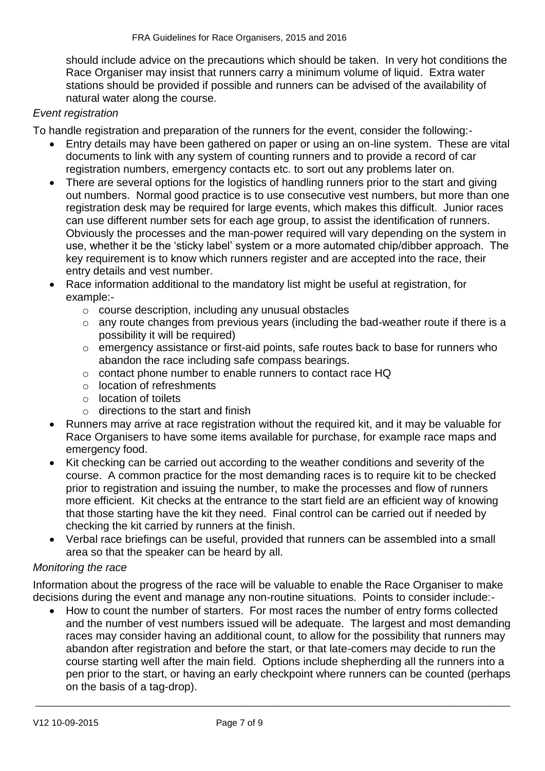should include advice on the precautions which should be taken. In very hot conditions the Race Organiser may insist that runners carry a minimum volume of liquid. Extra water stations should be provided if possible and runners can be advised of the availability of natural water along the course.

*Event registration*

To handle registration and preparation of the runners for the event, consider the following:-

- Entry details may have been gathered on paper or using an on-line system. These are vital documents to link with any system of counting runners and to provide a record of car registration numbers, emergency contacts etc. to sort out any problems later on.
- There are several options for the logistics of handling runners prior to the start and giving out numbers. Normal good practice is to use consecutive vest numbers, but more than one registration desk may be required for large events, which makes this difficult. Junior races can use different number sets for each age group, to assist the identification of runners. Obviously the processes and the man-power required will vary depending on the system in use, whether it be the 'sticky label' system or a more automated chip/dibber approach. The key requirement is to know which runners register and are accepted into the race, their entry details and vest number.
- Race information additional to the mandatory list might be useful at registration, for example:-
    - course description, including any unusual obstacles
    - any route changes from previous years (including the bad-weather route if there is a possibility it will be required)
    - emergency assistance or first-aid points, safe routes back to base for runners who abandon the race including safe compass bearings.
    - contact phone number to enable runners to contact race HQ
    - location of refreshments
    - location of toilets
    - directions to the start and finish
- Runners may arrive at race registration without the required kit, and it may be valuable for Race Organisers to have some items available for purchase, for example race maps and emergency food.
- Kit checking can be carried out according to the weather conditions and severity of the course. A common practice for the most demanding races is to require kit to be checked prior to registration and issuing the number, to make the processes and flow of runners more efficient. Kit checks at the entrance to the start field are an efficient way of knowing that those starting have the kit they need. Final control can be carried out if needed by checking the kit carried by runners at the finish.
- Verbal race briefings can be useful, provided that runners can be assembled into a small area so that the speaker can be heard by all.

*Monitoring the race*

Information about the progress of the race will be valuable to enable the Race Organiser to make decisions during the event and manage any non-routine situations. Points to consider include:-

- How to count the number of starters. For most races the number of entry forms collected and the number of vest numbers issued will be adequate. The largest and most demanding races may consider having an additional count, to allow for the possibility that runners may abandon after registration and before the start, or that late-comers may decide to run the course starting well after the main field. Options include shepherding all the runners into a pen prior to the start, or having an early checkpoint where runners can be counted (perhaps on the basis of a tag-drop).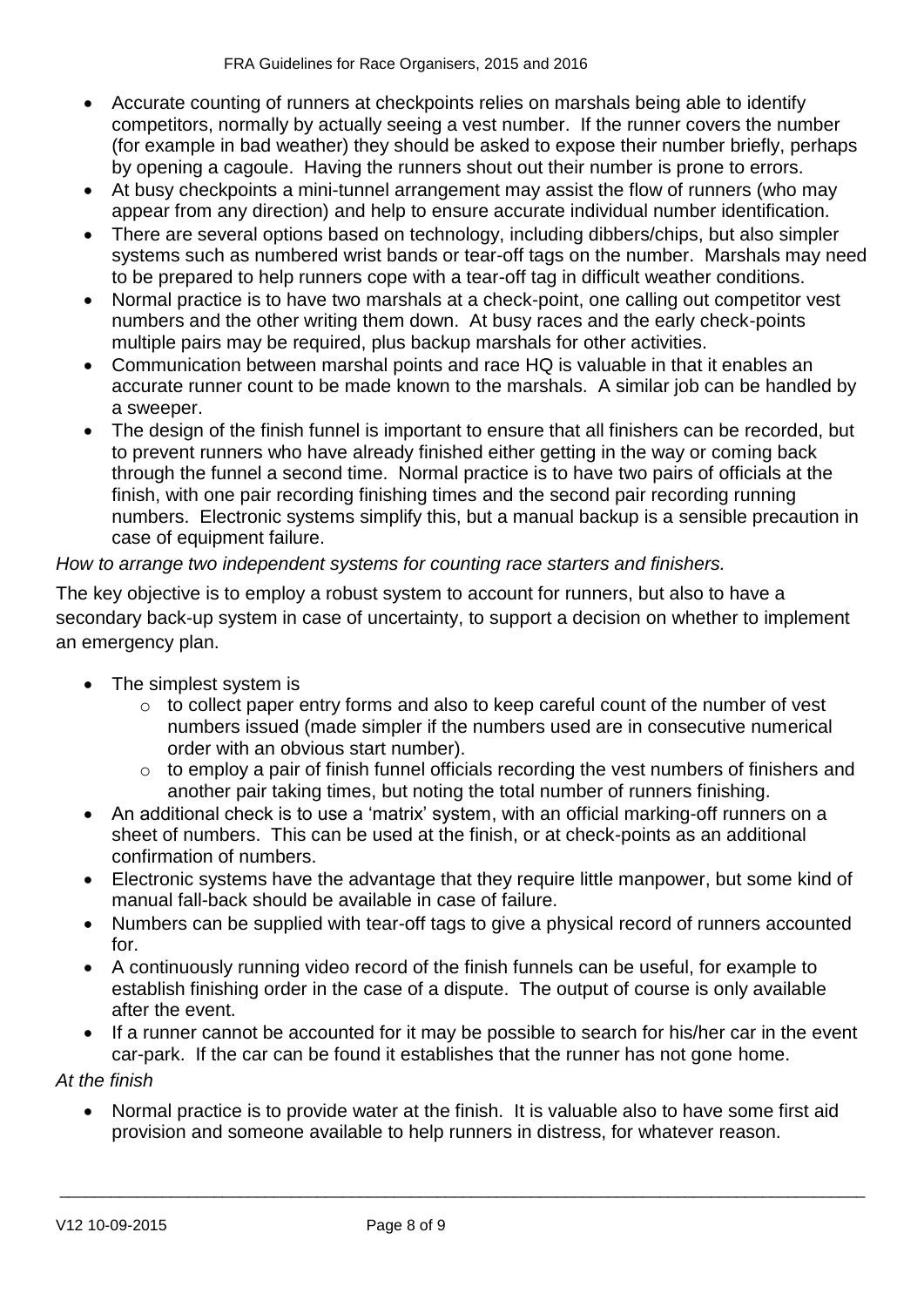- Accurate counting of runners at checkpoints relies on marshals being able to identify competitors, normally by actually seeing a vest number. If the runner covers the number (for example in bad weather) they should be asked to expose their number briefly, perhaps by opening a cagoule. Having the runners shout out their number is prone to errors.
- At busy checkpoints a mini-tunnel arrangement may assist the flow of runners (who may appear from any direction) and help to ensure accurate individual number identification.
- There are several options based on technology, including dibbers/chips, but also simpler systems such as numbered wrist bands or tear-off tags on the number. Marshals may need to be prepared to help runners cope with a tear-off tag in difficult weather conditions.
- Normal practice is to have two marshals at a check-point, one calling out competitor vest numbers and the other writing them down. At busy races and the early check-points multiple pairs may be required, plus backup marshals for other activities.
- Communication between marshal points and race HQ is valuable in that it enables an accurate runner count to be made known to the marshals. A similar job can be handled by a sweeper.
- The design of the finish funnel is important to ensure that all finishers can be recorded, but to prevent runners who have already finished either getting in the way or coming back through the funnel a second time. Normal practice is to have two pairs of officials at the finish, with one pair recording finishing times and the second pair recording running numbers. Electronic systems simplify this, but a manual backup is a sensible precaution in case of equipment failure.

*How to arrange two independent systems for counting race starters and finishers.*

The key objective is to employ a robust system to account for runners, but also to have a secondary back-up system in case of uncertainty, to support a decision on whether to implement an emergency plan.

- The simplest system is
  - to collect paper entry forms and also to keep careful count of the number of vest numbers issued (made simpler if the numbers used are in consecutive numerical order with an obvious start number).
  - to employ a pair of finish funnel officials recording the vest numbers of finishers and another pair taking times, but noting the total number of runners finishing.
- An additional check is to use a 'matrix' system, with an official marking-off runners on a sheet of numbers. This can be used at the finish, or at check-points as an additional confirmation of numbers.
- Electronic systems have the advantage that they require little manpower, but some kind of manual fall-back should be available in case of failure.
- Numbers can be supplied with tear-off tags to give a physical record of runners accounted for.
- A continuously running video record of the finish funnels can be useful, for example to establish finishing order in the case of a dispute. The output of course is only available after the event.
- If a runner cannot be accounted for it may be possible to search for his/her car in the event car-park. If the car can be found it establishes that the runner has not gone home.

*At the finish*

- Normal practice is to provide water at the finish. It is valuable also to have some first aid provision and someone available to help runners in distress, for whatever reason.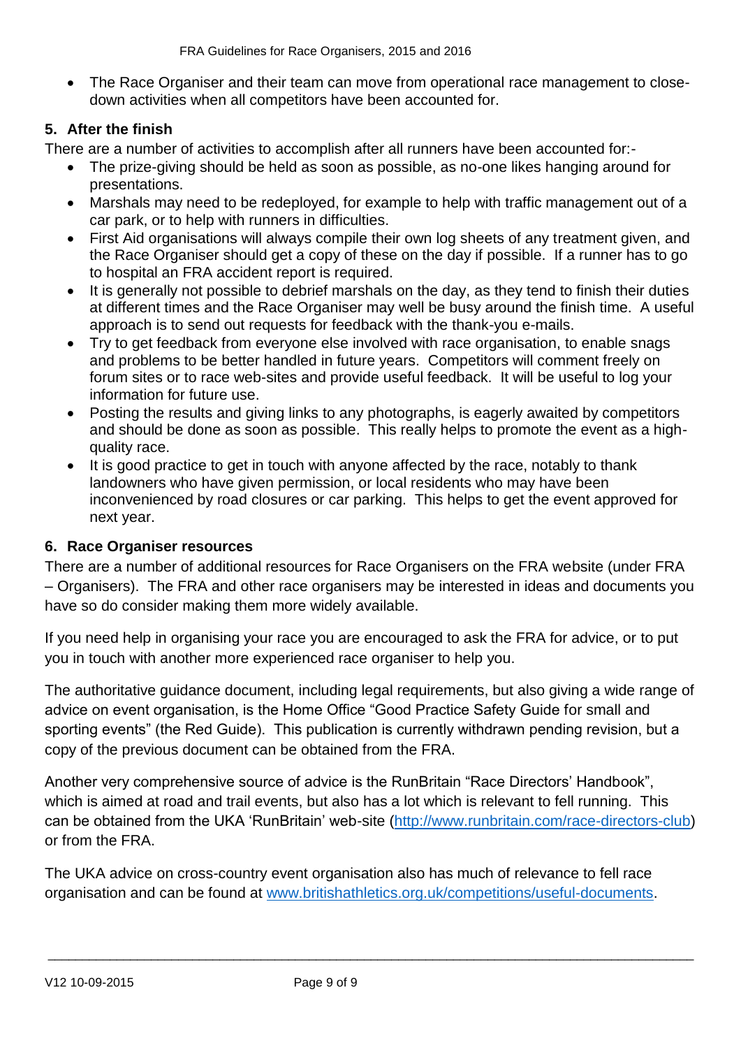- The Race Organiser and their team can move from operational race management to close-down activities when all competitors have been accounted for.

## 5. After the finish

There are a number of activities to accomplish after all runners have been accounted for:-

- The prize-giving should be held as soon as possible, as no-one likes hanging around for presentations.
- Marshals may need to be redeployed, for example to help with traffic management out of a car park, or to help with runners in difficulties.
- First Aid organisations will always compile their own log sheets of any treatment given, and the Race Organiser should get a copy of these on the day if possible. If a runner has to go to hospital an FRA accident report is required.
- It is generally not possible to debrief marshals on the day, as they tend to finish their duties at different times and the Race Organiser may well be busy around the finish time. A useful approach is to send out requests for feedback with the thank-you e-mails.
- Try to get feedback from everyone else involved with race organisation, to enable snags and problems to be better handled in future years. Competitors will comment freely on forum sites or to race web-sites and provide useful feedback. It will be useful to log your information for future use.
- Posting the results and giving links to any photographs, is eagerly awaited by competitors and should be done as soon as possible. This really helps to promote the event as a high-quality race.
- It is good practice to get in touch with anyone affected by the race, notably to thank landowners who have given permission, or local residents who may have been inconvenienced by road closures or car parking. This helps to get the event approved for next year.

## 6. Race Organiser resources

There are a number of additional resources for Race Organisers on the FRA website (under FRA – Organisers). The FRA and other race organisers may be interested in ideas and documents you have so do consider making them more widely available.

If you need help in organising your race you are encouraged to ask the FRA for advice, or to put you in touch with another more experienced race organiser to help you.

The authoritative guidance document, including legal requirements, but also giving a wide range of advice on event organisation, is the Home Office "Good Practice Safety Guide for small and sporting events" (the Red Guide). This publication is currently withdrawn pending revision, but a copy of the previous document can be obtained from the FRA.

Another very comprehensive source of advice is the RunBritain "Race Directors' Handbook", which is aimed at road and trail events, but also has a lot which is relevant to fell running. This can be obtained from the UKA 'RunBritain' web-site (http://www.runbritain.com/race-directors-club) or from the FRA.

The UKA advice on cross-country event organisation also has much of relevance to fell race organisation and can be found at www.britishathletics.org.uk/competitions/useful-documents.